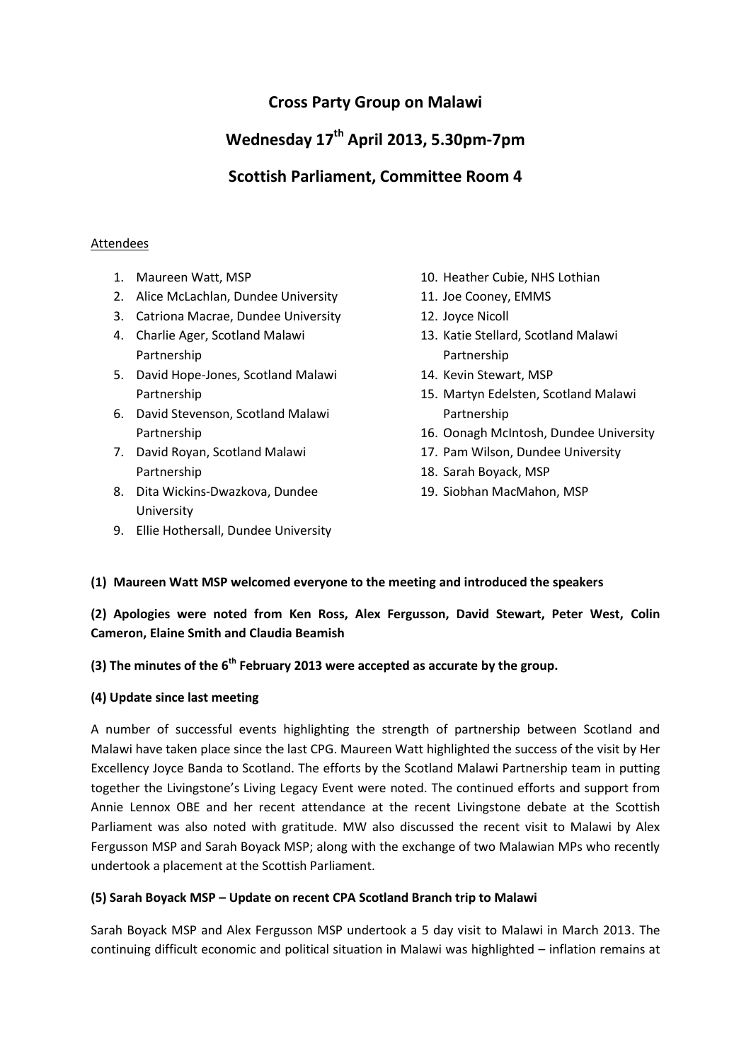# Cross Party Group on Malawi

## Wednesday 17th April 2013, 5.30pm-7pm

## Scottish Parliament, Committee Room 4

Attendees

1. Maureen Watt, MSP
2. Alice McLachlan, Dundee University
3. Catriona Macrae, Dundee University
4. Charlie Ager, Scotland Malawi Partnership
5. David Hope-Jones, Scotland Malawi Partnership
6. David Stevenson, Scotland Malawi Partnership
7. David Royan, Scotland Malawi Partnership
8. Dita Wickins-Dwazkova, Dundee University
9. Ellie Hothersall, Dundee University
10. Heather Cubie, NHS Lothian
11. Joe Cooney, EMMS
12. Joyce Nicoll
13. Katie Stellard, Scotland Malawi Partnership
14. Kevin Stewart, MSP
15. Martyn Edelsten, Scotland Malawi Partnership
16. Oonagh McIntosh, Dundee University
17. Pam Wilson, Dundee University
18. Sarah Boyack, MSP
19. Siobhan MacMahon, MSP

**(1) Maureen Watt MSP welcomed everyone to the meeting and introduced the speakers**

**(2) Apologies were noted from Ken Ross, Alex Fergusson, David Stewart, Peter West, Colin Cameron, Elaine Smith and Claudia Beamish**

**(3) The minutes of the 6th February 2013 were accepted as accurate by the group.**

**(4) Update since last meeting**

A number of successful events highlighting the strength of partnership between Scotland and Malawi have taken place since the last CPG. Maureen Watt highlighted the success of the visit by Her Excellency Joyce Banda to Scotland. The efforts by the Scotland Malawi Partnership team in putting together the Livingstone's Living Legacy Event were noted. The continued efforts and support from Annie Lennox OBE and her recent attendance at the recent Livingstone debate at the Scottish Parliament was also noted with gratitude. MW also discussed the recent visit to Malawi by Alex Fergusson MSP and Sarah Boyack MSP; along with the exchange of two Malawian MPs who recently undertook a placement at the Scottish Parliament.

**(5) Sarah Boyack MSP – Update on recent CPA Scotland Branch trip to Malawi**

Sarah Boyack MSP and Alex Fergusson MSP undertook a 5 day visit to Malawi in March 2013. The continuing difficult economic and political situation in Malawi was highlighted – inflation remains at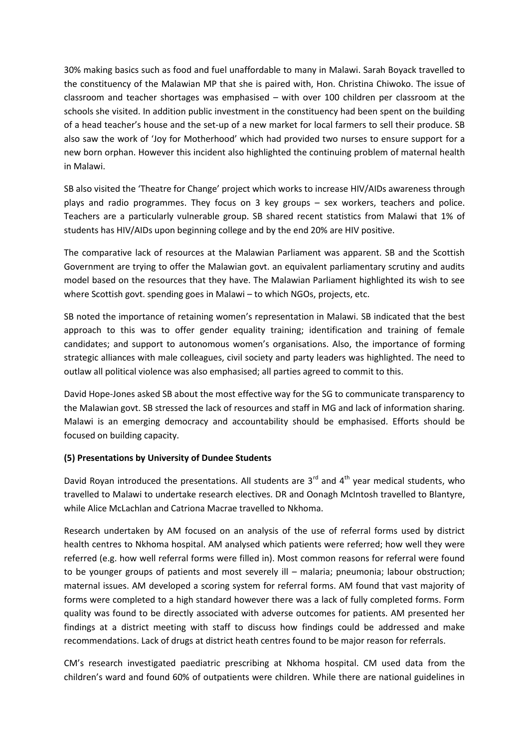30% making basics such as food and fuel unaffordable to many in Malawi. Sarah Boyack travelled to the constituency of the Malawian MP that she is paired with, Hon. Christina Chiwoko. The issue of classroom and teacher shortages was emphasised – with over 100 children per classroom at the schools she visited. In addition public investment in the constituency had been spent on the building of a head teacher's house and the set-up of a new market for local farmers to sell their produce. SB also saw the work of 'Joy for Motherhood' which had provided two nurses to ensure support for a new born orphan. However this incident also highlighted the continuing problem of maternal health in Malawi.

SB also visited the 'Theatre for Change' project which works to increase HIV/AIDs awareness through plays and radio programmes. They focus on 3 key groups – sex workers, teachers and police. Teachers are a particularly vulnerable group. SB shared recent statistics from Malawi that 1% of students has HIV/AIDs upon beginning college and by the end 20% are HIV positive.

The comparative lack of resources at the Malawian Parliament was apparent. SB and the Scottish Government are trying to offer the Malawian govt. an equivalent parliamentary scrutiny and audits model based on the resources that they have. The Malawian Parliament highlighted its wish to see where Scottish govt. spending goes in Malawi – to which NGOs, projects, etc.

SB noted the importance of retaining women's representation in Malawi. SB indicated that the best approach to this was to offer gender equality training; identification and training of female candidates; and support to autonomous women's organisations. Also, the importance of forming strategic alliances with male colleagues, civil society and party leaders was highlighted. The need to outlaw all political violence was also emphasised; all parties agreed to commit to this.

David Hope-Jones asked SB about the most effective way for the SG to communicate transparency to the Malawian govt. SB stressed the lack of resources and staff in MG and lack of information sharing. Malawi is an emerging democracy and accountability should be emphasised. Efforts should be focused on building capacity.

**(5) Presentations by University of Dundee Students**

David Royan introduced the presentations. All students are 3rd and 4th year medical students, who travelled to Malawi to undertake research electives. DR and Oonagh McIntosh travelled to Blantyre, while Alice McLachlan and Catriona Macrae travelled to Nkhoma.

Research undertaken by AM focused on an analysis of the use of referral forms used by district health centres to Nkhoma hospital. AM analysed which patients were referred; how well they were referred (e.g. how well referral forms were filled in). Most common reasons for referral were found to be younger groups of patients and most severely ill – malaria; pneumonia; labour obstruction; maternal issues. AM developed a scoring system for referral forms. AM found that vast majority of forms were completed to a high standard however there was a lack of fully completed forms. Form quality was found to be directly associated with adverse outcomes for patients. AM presented her findings at a district meeting with staff to discuss how findings could be addressed and make recommendations. Lack of drugs at district heath centres found to be major reason for referrals.

CM's research investigated paediatric prescribing at Nkhoma hospital. CM used data from the children's ward and found 60% of outpatients were children. While there are national guidelines in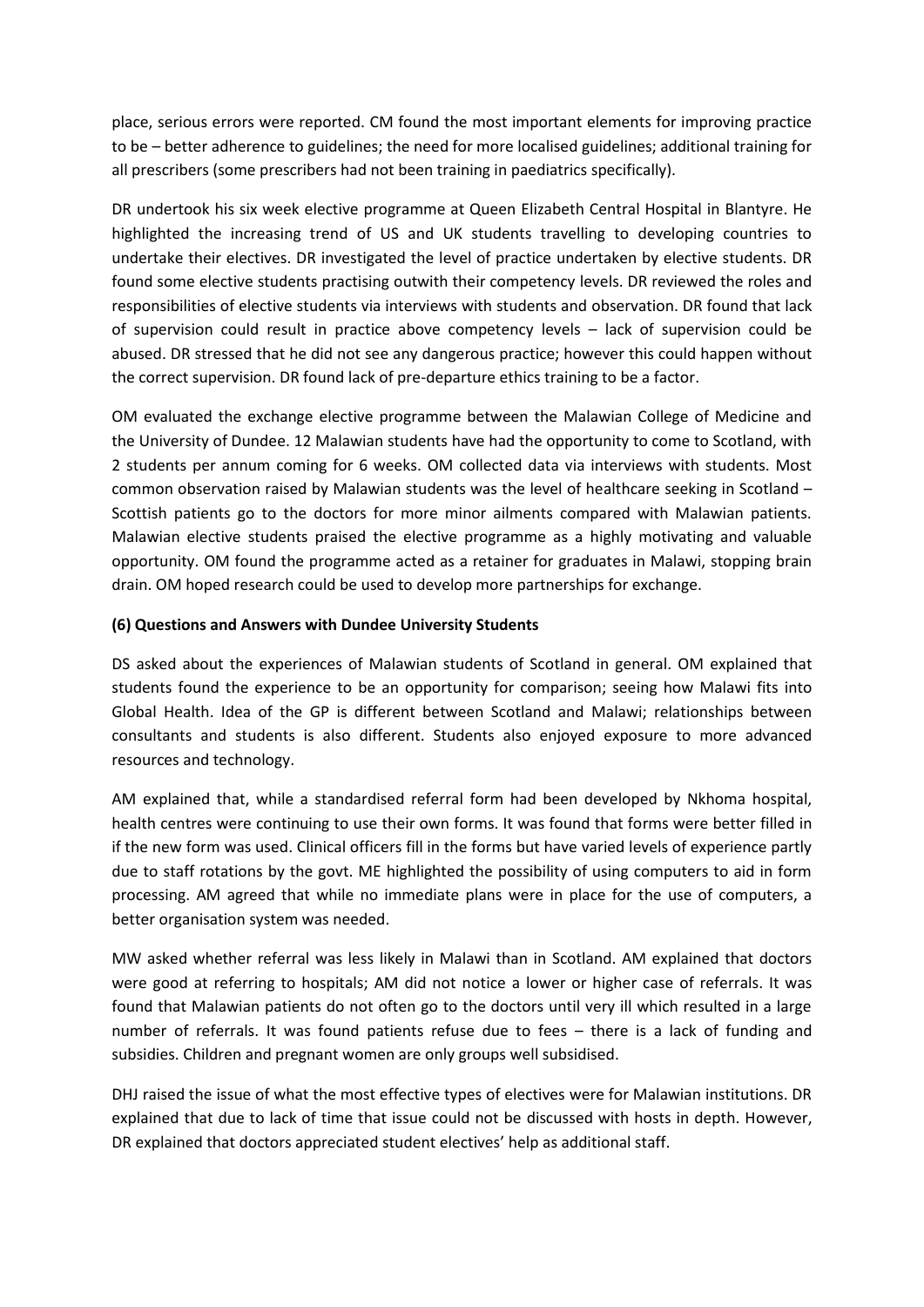place, serious errors were reported. CM found the most important elements for improving practice to be – better adherence to guidelines; the need for more localised guidelines; additional training for all prescribers (some prescribers had not been training in paediatrics specifically).

DR undertook his six week elective programme at Queen Elizabeth Central Hospital in Blantyre. He highlighted the increasing trend of US and UK students travelling to developing countries to undertake their electives. DR investigated the level of practice undertaken by elective students. DR found some elective students practising outwith their competency levels. DR reviewed the roles and responsibilities of elective students via interviews with students and observation. DR found that lack of supervision could result in practice above competency levels – lack of supervision could be abused. DR stressed that he did not see any dangerous practice; however this could happen without the correct supervision. DR found lack of pre-departure ethics training to be a factor.

OM evaluated the exchange elective programme between the Malawian College of Medicine and the University of Dundee. 12 Malawian students have had the opportunity to come to Scotland, with 2 students per annum coming for 6 weeks. OM collected data via interviews with students. Most common observation raised by Malawian students was the level of healthcare seeking in Scotland – Scottish patients go to the doctors for more minor ailments compared with Malawian patients. Malawian elective students praised the elective programme as a highly motivating and valuable opportunity. OM found the programme acted as a retainer for graduates in Malawi, stopping brain drain. OM hoped research could be used to develop more partnerships for exchange.

**(6) Questions and Answers with Dundee University Students**

DS asked about the experiences of Malawian students of Scotland in general. OM explained that students found the experience to be an opportunity for comparison; seeing how Malawi fits into Global Health. Idea of the GP is different between Scotland and Malawi; relationships between consultants and students is also different. Students also enjoyed exposure to more advanced resources and technology.

AM explained that, while a standardised referral form had been developed by Nkhoma hospital, health centres were continuing to use their own forms. It was found that forms were better filled in if the new form was used. Clinical officers fill in the forms but have varied levels of experience partly due to staff rotations by the govt. ME highlighted the possibility of using computers to aid in form processing. AM agreed that while no immediate plans were in place for the use of computers, a better organisation system was needed.

MW asked whether referral was less likely in Malawi than in Scotland. AM explained that doctors were good at referring to hospitals; AM did not notice a lower or higher case of referrals. It was found that Malawian patients do not often go to the doctors until very ill which resulted in a large number of referrals. It was found patients refuse due to fees – there is a lack of funding and subsidies. Children and pregnant women are only groups well subsidised.

DHJ raised the issue of what the most effective types of electives were for Malawian institutions. DR explained that due to lack of time that issue could not be discussed with hosts in depth. However, DR explained that doctors appreciated student electives' help as additional staff.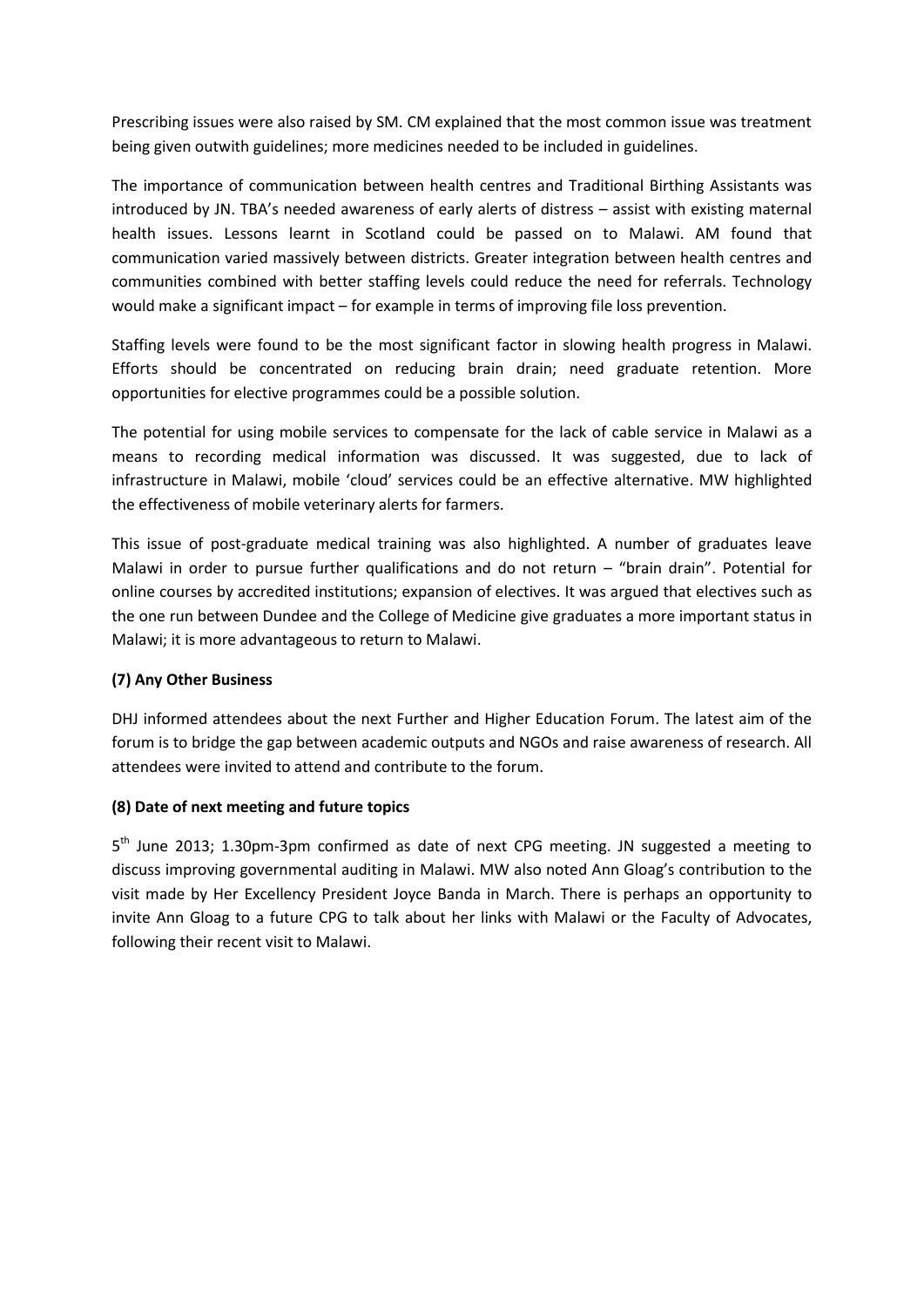Prescribing issues were also raised by SM. CM explained that the most common issue was treatment being given outwith guidelines; more medicines needed to be included in guidelines.

The importance of communication between health centres and Traditional Birthing Assistants was introduced by JN. TBA's needed awareness of early alerts of distress – assist with existing maternal health issues. Lessons learnt in Scotland could be passed on to Malawi. AM found that communication varied massively between districts. Greater integration between health centres and communities combined with better staffing levels could reduce the need for referrals. Technology would make a significant impact – for example in terms of improving file loss prevention.

Staffing levels were found to be the most significant factor in slowing health progress in Malawi. Efforts should be concentrated on reducing brain drain; need graduate retention. More opportunities for elective programmes could be a possible solution.

The potential for using mobile services to compensate for the lack of cable service in Malawi as a means to recording medical information was discussed. It was suggested, due to lack of infrastructure in Malawi, mobile 'cloud' services could be an effective alternative. MW highlighted the effectiveness of mobile veterinary alerts for farmers.

This issue of post-graduate medical training was also highlighted. A number of graduates leave Malawi in order to pursue further qualifications and do not return – "brain drain". Potential for online courses by accredited institutions; expansion of electives. It was argued that electives such as the one run between Dundee and the College of Medicine give graduates a more important status in Malawi; it is more advantageous to return to Malawi.

**(7) Any Other Business**

DHJ informed attendees about the next Further and Higher Education Forum. The latest aim of the forum is to bridge the gap between academic outputs and NGOs and raise awareness of research. All attendees were invited to attend and contribute to the forum.

**(8) Date of next meeting and future topics**

5th June 2013; 1.30pm-3pm confirmed as date of next CPG meeting. JN suggested a meeting to discuss improving governmental auditing in Malawi. MW also noted Ann Gloag's contribution to the visit made by Her Excellency President Joyce Banda in March. There is perhaps an opportunity to invite Ann Gloag to a future CPG to talk about her links with Malawi or the Faculty of Advocates, following their recent visit to Malawi.